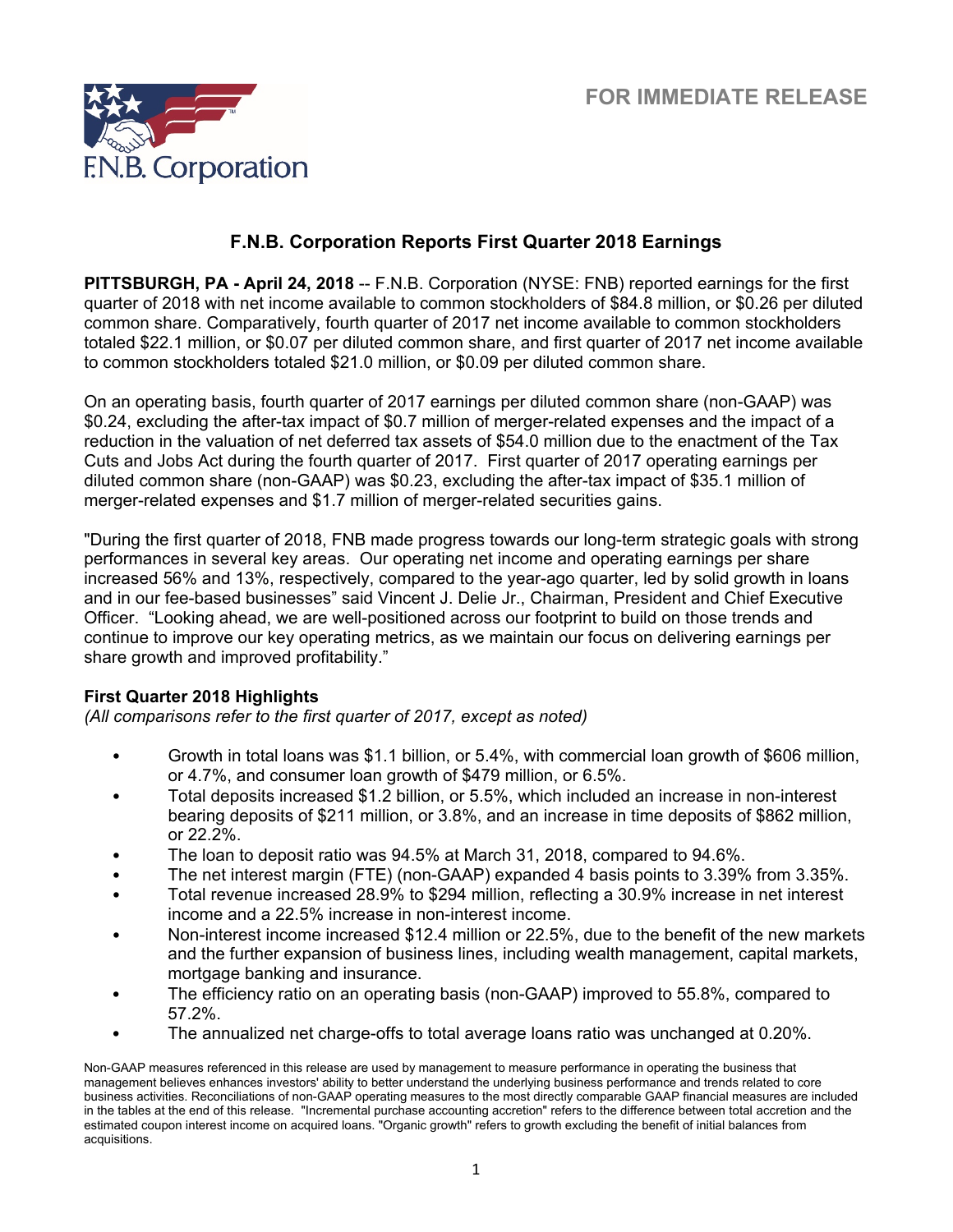FOR IMMEDIATE RELEASE

# F.N.B. Corporation Reports First Quarter 2018 Earnings

**PITTSBURGH, PA - April 24, 2018** -- F.N.B. Corporation (NYSE: FNB) reported earnings for the first quarter of 2018 with net income available to common stockholders of $84.8 million, or $0.26 per diluted common share. Comparatively, fourth quarter of 2017 net income available to common stockholders totaled $22.1 million, or $0.07 per diluted common share, and first quarter of 2017 net income available to common stockholders totaled $21.0 million, or $0.09 per diluted common share.

On an operating basis, fourth quarter of 2017 earnings per diluted common share (non-GAAP) was $0.24, excluding the after-tax impact of $0.7 million of merger-related expenses and the impact of a reduction in the valuation of net deferred tax assets of $54.0 million due to the enactment of the Tax Cuts and Jobs Act during the fourth quarter of 2017. First quarter of 2017 operating earnings per diluted common share (non-GAAP) was $0.23, excluding the after-tax impact of $35.1 million of merger-related expenses and $1.7 million of merger-related securities gains.

"During the first quarter of 2018, FNB made progress towards our long-term strategic goals with strong performances in several key areas. Our operating net income and operating earnings per share increased 56% and 13%, respectively, compared to the year-ago quarter, led by solid growth in loans and in our fee-based businesses" said Vincent J. Delie Jr., Chairman, President and Chief Executive Officer. "Looking ahead, we are well-positioned across our footprint to build on those trends and continue to improve our key operating metrics, as we maintain our focus on delivering earnings per share growth and improved profitability."

### First Quarter 2018 Highlights

*(All comparisons refer to the first quarter of 2017, except as noted)*

- Growth in total loans was $1.1 billion, or 5.4%, with commercial loan growth of $606 million, or 4.7%, and consumer loan growth of $479 million, or 6.5%.
- Total deposits increased $1.2 billion, or 5.5%, which included an increase in non-interest bearing deposits of $211 million, or 3.8%, and an increase in time deposits of $862 million, or 22.2%.
- The loan to deposit ratio was 94.5% at March 31, 2018, compared to 94.6%.
- The net interest margin (FTE) (non-GAAP) expanded 4 basis points to 3.39% from 3.35%.
- Total revenue increased 28.9% to $294 million, reflecting a 30.9% increase in net interest income and a 22.5% increase in non-interest income.
- Non-interest income increased $12.4 million or 22.5%, due to the benefit of the new markets and the further expansion of business lines, including wealth management, capital markets, mortgage banking and insurance.
- The efficiency ratio on an operating basis (non-GAAP) improved to 55.8%, compared to 57.2%.
- The annualized net charge-offs to total average loans ratio was unchanged at 0.20%.

Non-GAAP measures referenced in this release are used by management to measure performance in operating the business that management believes enhances investors' ability to better understand the underlying business performance and trends related to core business activities. Reconciliations of non-GAAP operating measures to the most directly comparable GAAP financial measures are included in the tables at the end of this release. "Incremental purchase accounting accretion" refers to the difference between total accretion and the estimated coupon interest income on acquired loans. "Organic growth" refers to growth excluding the benefit of initial balances from acquisitions.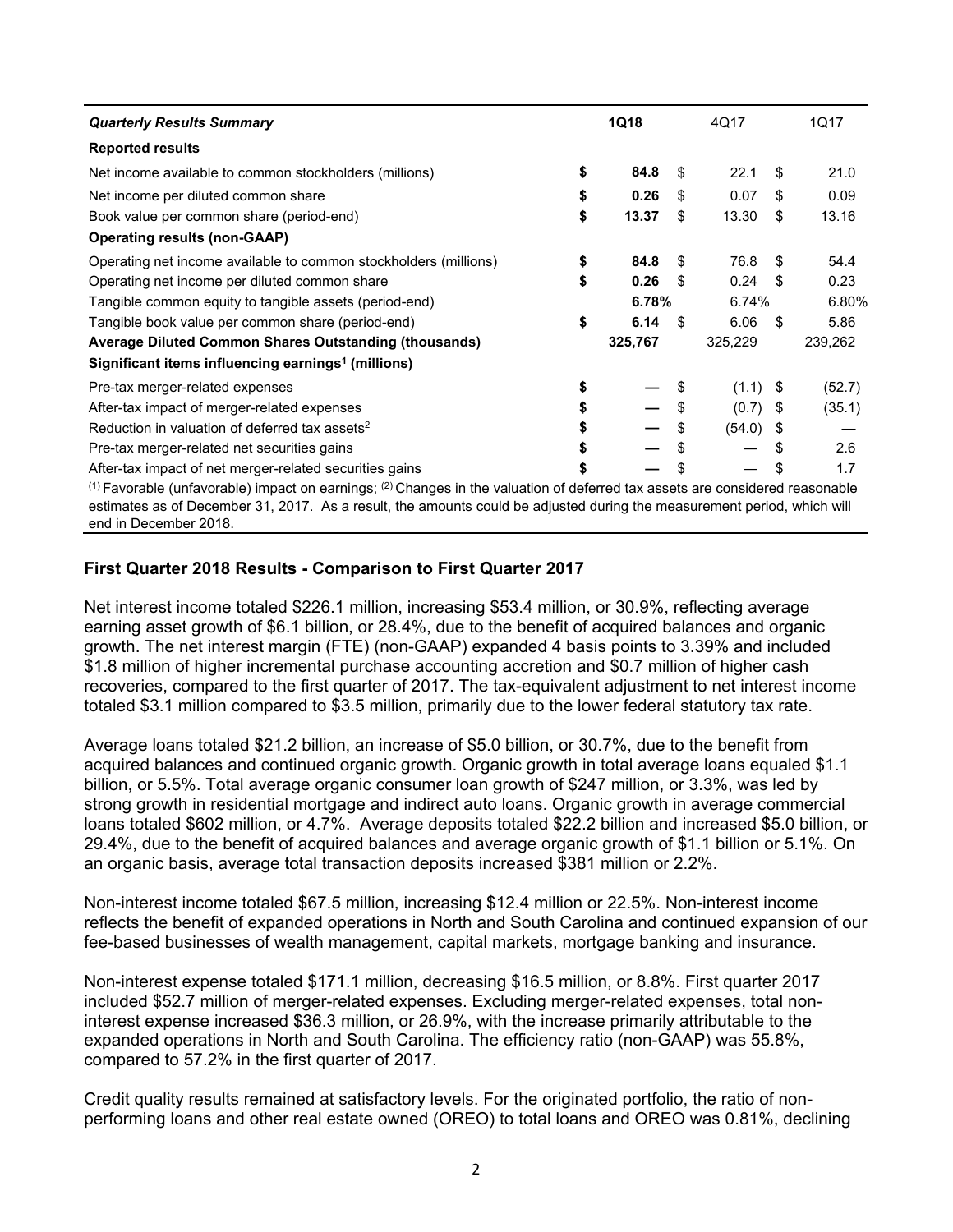| *Quarterly Results Summary* | **1Q18** | 4Q17 | 1Q17 |
|---|---|---|---|
| **Reported results** | | | |
| Net income available to common stockholders (millions) | **$ 84.8** | $ 22.1 | $ 21.0 |
| Net income per diluted common share | **$ 0.26** | $ 0.07 | $ 0.09 |
| Book value per common share (period-end) | **$ 13.37** | $ 13.30 | $ 13.16 |
| **Operating results (non-GAAP)** | | | |
| Operating net income available to common stockholders (millions) | **$ 84.8** | $ 76.8 | $ 54.4 |
| Operating net income per diluted common share | **$ 0.26** | $ 0.24 | $ 0.23 |
| Tangible common equity to tangible assets (period-end) | **6.78%** | 6.74% | 6.80% |
| Tangible book value per common share (period-end) | **$ 6.14** | $ 6.06 | $ 5.86 |
| **Average Diluted Common Shares Outstanding (thousands)** | **325,767** | 325,229 | 239,262 |
| **Significant items influencing earnings[1] (millions)** | | | |
| Pre-tax merger-related expenses | **$ —** | $ (1.1) | $ (52.7) |
| After-tax impact of merger-related expenses | **$ —** | $ (0.7) | $ (35.1) |
| Reduction in valuation of deferred tax assets[2] | **$ —** | $ (54.0) | $ — |
| Pre-tax merger-related net securities gains | **$ —** | $ — | $ 2.6 |
| After-tax impact of net merger-related securities gains | **$ —** | $ — | $ 1.7 |

[1] Favorable (unfavorable) impact on earnings; [2] Changes in the valuation of deferred tax assets are considered reasonable estimates as of December 31, 2017. As a result, the amounts could be adjusted during the measurement period, which will end in December 2018.

## First Quarter 2018 Results - Comparison to First Quarter 2017

Net interest income totaled $226.1 million, increasing $53.4 million, or 30.9%, reflecting average earning asset growth of $6.1 billion, or 28.4%, due to the benefit of acquired balances and organic growth. The net interest margin (FTE) (non-GAAP) expanded 4 basis points to 3.39% and included $1.8 million of higher incremental purchase accounting accretion and $0.7 million of higher cash recoveries, compared to the first quarter of 2017. The tax-equivalent adjustment to net interest income totaled $3.1 million compared to $3.5 million, primarily due to the lower federal statutory tax rate.

Average loans totaled $21.2 billion, an increase of $5.0 billion, or 30.7%, due to the benefit from acquired balances and continued organic growth. Organic growth in total average loans equaled $1.1 billion, or 5.5%. Total average organic consumer loan growth of $247 million, or 3.3%, was led by strong growth in residential mortgage and indirect auto loans. Organic growth in average commercial loans totaled $602 million, or 4.7%. Average deposits totaled $22.2 billion and increased $5.0 billion, or 29.4%, due to the benefit of acquired balances and average organic growth of $1.1 billion or 5.1%. On an organic basis, average total transaction deposits increased $381 million or 2.2%.

Non-interest income totaled $67.5 million, increasing $12.4 million or 22.5%. Non-interest income reflects the benefit of expanded operations in North and South Carolina and continued expansion of our fee-based businesses of wealth management, capital markets, mortgage banking and insurance.

Non-interest expense totaled $171.1 million, decreasing $16.5 million, or 8.8%. First quarter 2017 included $52.7 million of merger-related expenses. Excluding merger-related expenses, total non-interest expense increased $36.3 million, or 26.9%, with the increase primarily attributable to the expanded operations in North and South Carolina. The efficiency ratio (non-GAAP) was 55.8%, compared to 57.2% in the first quarter of 2017.

Credit quality results remained at satisfactory levels. For the originated portfolio, the ratio of non-performing loans and other real estate owned (OREO) to total loans and OREO was 0.81%, declining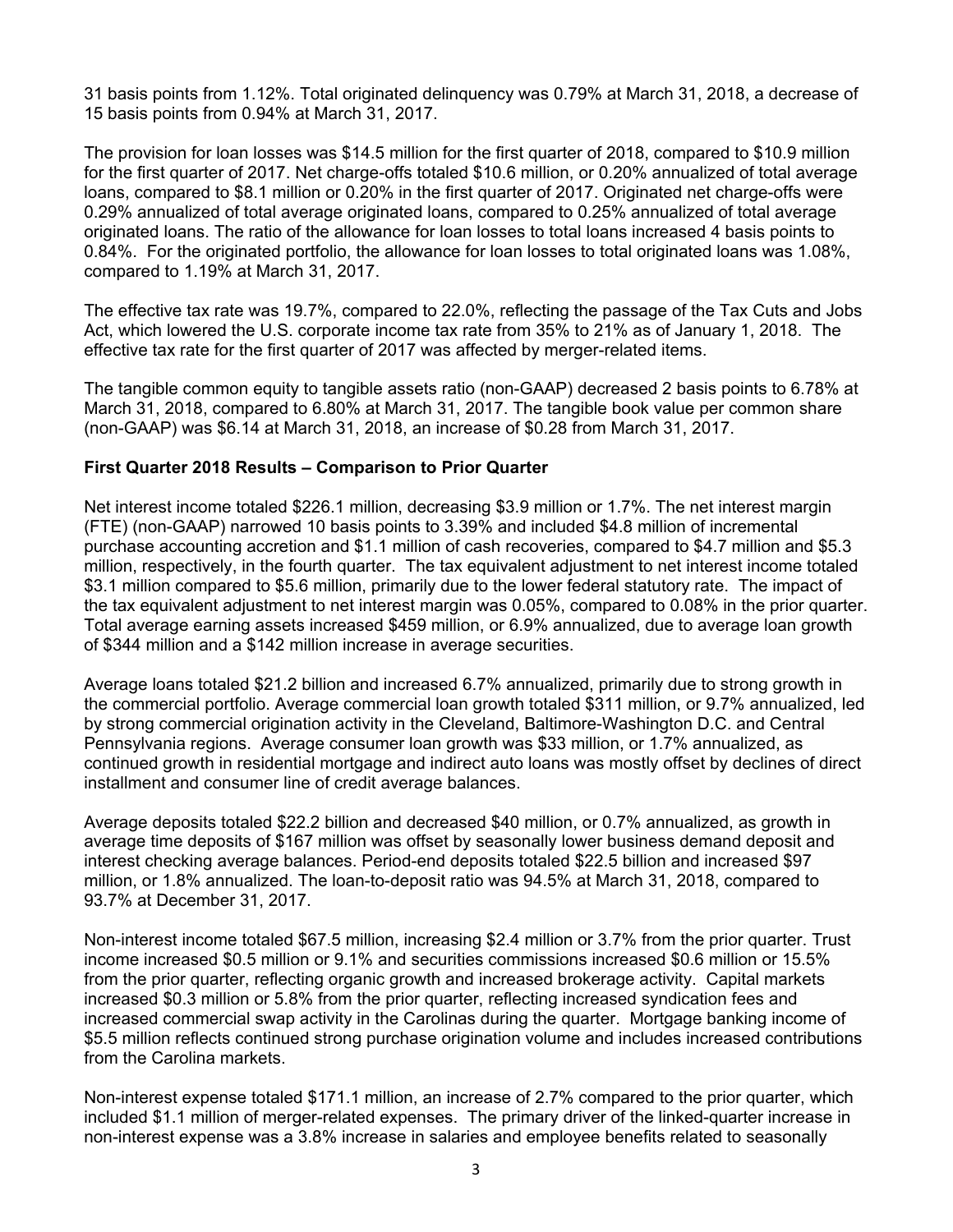31 basis points from 1.12%. Total originated delinquency was 0.79% at March 31, 2018, a decrease of 15 basis points from 0.94% at March 31, 2017.

The provision for loan losses was $14.5 million for the first quarter of 2018, compared to $10.9 million for the first quarter of 2017. Net charge-offs totaled $10.6 million, or 0.20% annualized of total average loans, compared to $8.1 million or 0.20% in the first quarter of 2017. Originated net charge-offs were 0.29% annualized of total average originated loans, compared to 0.25% annualized of total average originated loans. The ratio of the allowance for loan losses to total loans increased 4 basis points to 0.84%. For the originated portfolio, the allowance for loan losses to total originated loans was 1.08%, compared to 1.19% at March 31, 2017.

The effective tax rate was 19.7%, compared to 22.0%, reflecting the passage of the Tax Cuts and Jobs Act, which lowered the U.S. corporate income tax rate from 35% to 21% as of January 1, 2018. The effective tax rate for the first quarter of 2017 was affected by merger-related items.

The tangible common equity to tangible assets ratio (non-GAAP) decreased 2 basis points to 6.78% at March 31, 2018, compared to 6.80% at March 31, 2017. The tangible book value per common share (non-GAAP) was $6.14 at March 31, 2018, an increase of $0.28 from March 31, 2017.

**First Quarter 2018 Results – Comparison to Prior Quarter**

Net interest income totaled $226.1 million, decreasing $3.9 million or 1.7%. The net interest margin (FTE) (non-GAAP) narrowed 10 basis points to 3.39% and included $4.8 million of incremental purchase accounting accretion and $1.1 million of cash recoveries, compared to $4.7 million and $5.3 million, respectively, in the fourth quarter. The tax equivalent adjustment to net interest income totaled $3.1 million compared to $5.6 million, primarily due to the lower federal statutory rate. The impact of the tax equivalent adjustment to net interest margin was 0.05%, compared to 0.08% in the prior quarter. Total average earning assets increased $459 million, or 6.9% annualized, due to average loan growth of $344 million and a $142 million increase in average securities.

Average loans totaled $21.2 billion and increased 6.7% annualized, primarily due to strong growth in the commercial portfolio. Average commercial loan growth totaled $311 million, or 9.7% annualized, led by strong commercial origination activity in the Cleveland, Baltimore-Washington D.C. and Central Pennsylvania regions. Average consumer loan growth was $33 million, or 1.7% annualized, as continued growth in residential mortgage and indirect auto loans was mostly offset by declines of direct installment and consumer line of credit average balances.

Average deposits totaled $22.2 billion and decreased $40 million, or 0.7% annualized, as growth in average time deposits of $167 million was offset by seasonally lower business demand deposit and interest checking average balances. Period-end deposits totaled $22.5 billion and increased $97 million, or 1.8% annualized. The loan-to-deposit ratio was 94.5% at March 31, 2018, compared to 93.7% at December 31, 2017.

Non-interest income totaled $67.5 million, increasing $2.4 million or 3.7% from the prior quarter. Trust income increased $0.5 million or 9.1% and securities commissions increased $0.6 million or 15.5% from the prior quarter, reflecting organic growth and increased brokerage activity. Capital markets increased $0.3 million or 5.8% from the prior quarter, reflecting increased syndication fees and increased commercial swap activity in the Carolinas during the quarter. Mortgage banking income of $5.5 million reflects continued strong purchase origination volume and includes increased contributions from the Carolina markets.

Non-interest expense totaled $171.1 million, an increase of 2.7% compared to the prior quarter, which included $1.1 million of merger-related expenses. The primary driver of the linked-quarter increase in non-interest expense was a 3.8% increase in salaries and employee benefits related to seasonally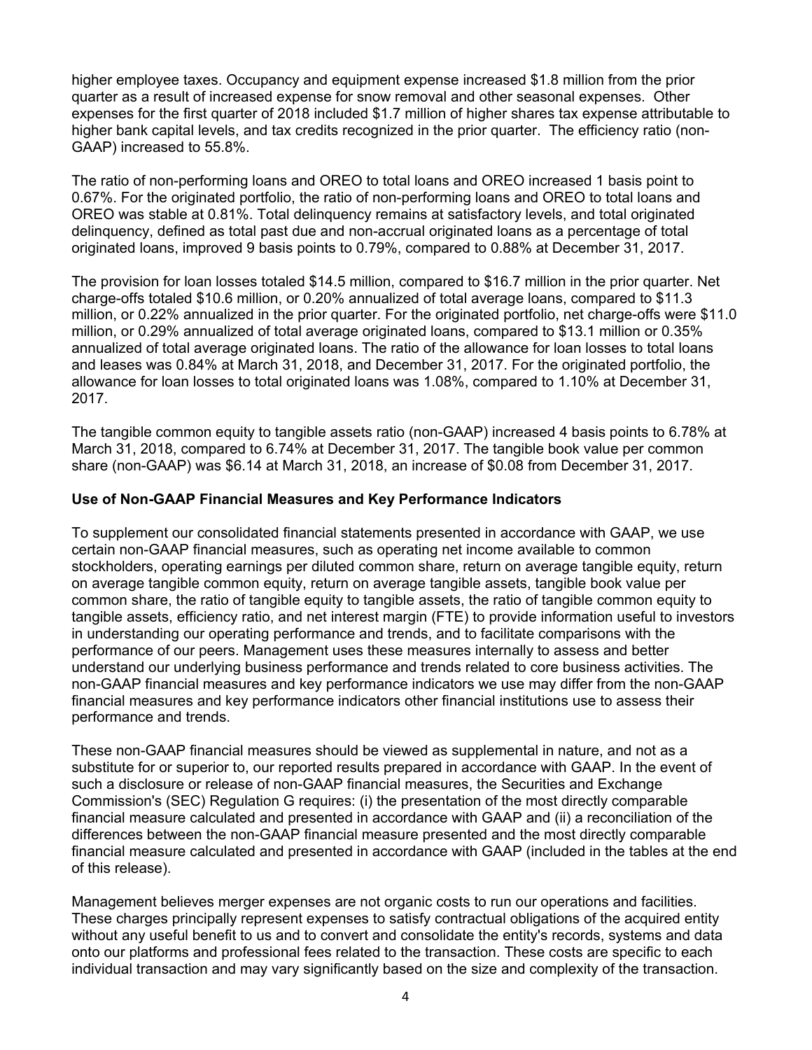higher employee taxes. Occupancy and equipment expense increased $1.8 million from the prior quarter as a result of increased expense for snow removal and other seasonal expenses. Other expenses for the first quarter of 2018 included $1.7 million of higher shares tax expense attributable to higher bank capital levels, and tax credits recognized in the prior quarter. The efficiency ratio (non-GAAP) increased to 55.8%.

The ratio of non-performing loans and OREO to total loans and OREO increased 1 basis point to 0.67%. For the originated portfolio, the ratio of non-performing loans and OREO to total loans and OREO was stable at 0.81%. Total delinquency remains at satisfactory levels, and total originated delinquency, defined as total past due and non-accrual originated loans as a percentage of total originated loans, improved 9 basis points to 0.79%, compared to 0.88% at December 31, 2017.

The provision for loan losses totaled $14.5 million, compared to $16.7 million in the prior quarter. Net charge-offs totaled $10.6 million, or 0.20% annualized of total average loans, compared to $11.3 million, or 0.22% annualized in the prior quarter. For the originated portfolio, net charge-offs were $11.0 million, or 0.29% annualized of total average originated loans, compared to $13.1 million or 0.35% annualized of total average originated loans. The ratio of the allowance for loan losses to total loans and leases was 0.84% at March 31, 2018, and December 31, 2017. For the originated portfolio, the allowance for loan losses to total originated loans was 1.08%, compared to 1.10% at December 31, 2017.

The tangible common equity to tangible assets ratio (non-GAAP) increased 4 basis points to 6.78% at March 31, 2018, compared to 6.74% at December 31, 2017. The tangible book value per common share (non-GAAP) was $6.14 at March 31, 2018, an increase of $0.08 from December 31, 2017.

**Use of Non-GAAP Financial Measures and Key Performance Indicators**

To supplement our consolidated financial statements presented in accordance with GAAP, we use certain non-GAAP financial measures, such as operating net income available to common stockholders, operating earnings per diluted common share, return on average tangible equity, return on average tangible common equity, return on average tangible assets, tangible book value per common share, the ratio of tangible equity to tangible assets, the ratio of tangible common equity to tangible assets, efficiency ratio, and net interest margin (FTE) to provide information useful to investors in understanding our operating performance and trends, and to facilitate comparisons with the performance of our peers. Management uses these measures internally to assess and better understand our underlying business performance and trends related to core business activities. The non-GAAP financial measures and key performance indicators we use may differ from the non-GAAP financial measures and key performance indicators other financial institutions use to assess their performance and trends.

These non-GAAP financial measures should be viewed as supplemental in nature, and not as a substitute for or superior to, our reported results prepared in accordance with GAAP. In the event of such a disclosure or release of non-GAAP financial measures, the Securities and Exchange Commission's (SEC) Regulation G requires: (i) the presentation of the most directly comparable financial measure calculated and presented in accordance with GAAP and (ii) a reconciliation of the differences between the non-GAAP financial measure presented and the most directly comparable financial measure calculated and presented in accordance with GAAP (included in the tables at the end of this release).

Management believes merger expenses are not organic costs to run our operations and facilities. These charges principally represent expenses to satisfy contractual obligations of the acquired entity without any useful benefit to us and to convert and consolidate the entity's records, systems and data onto our platforms and professional fees related to the transaction. These costs are specific to each individual transaction and may vary significantly based on the size and complexity of the transaction.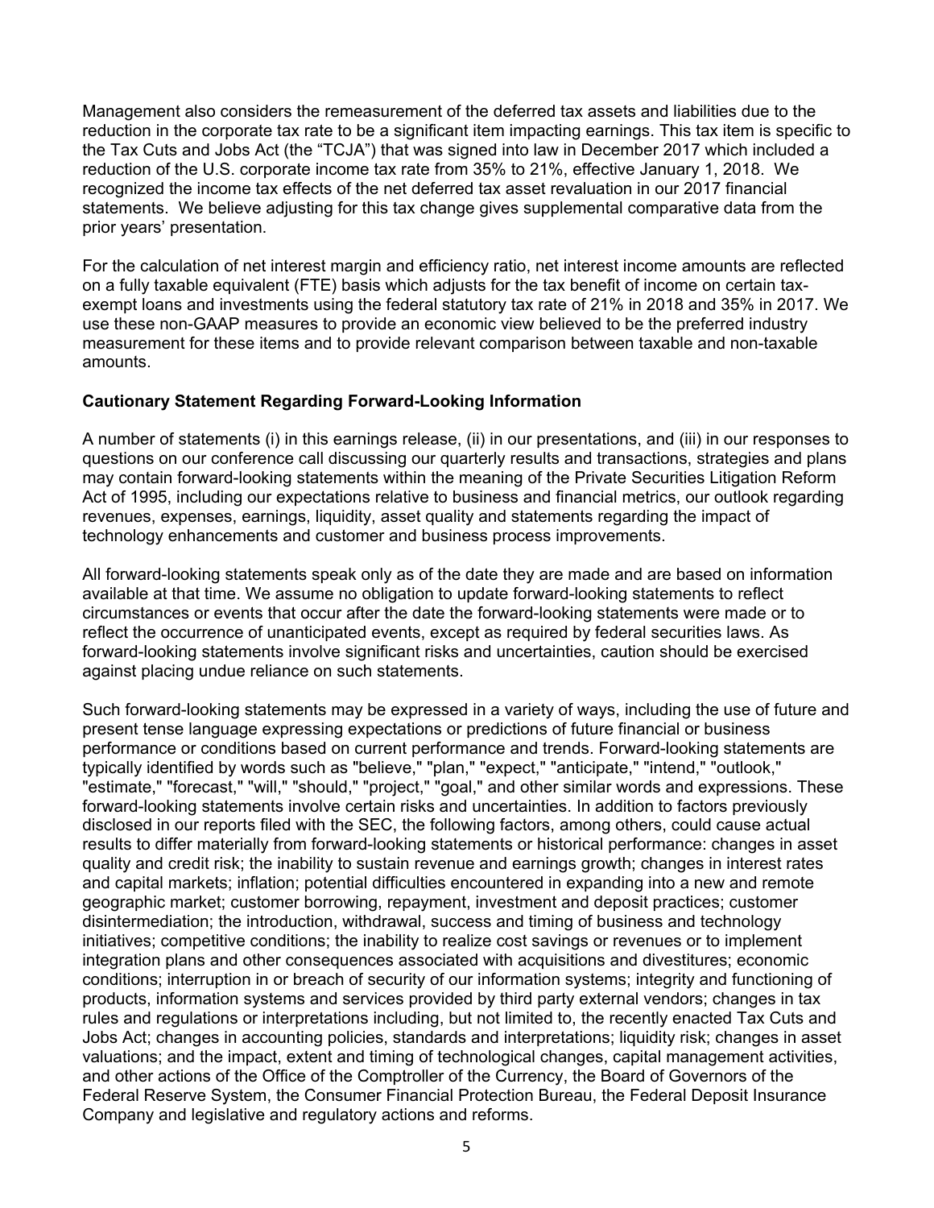Management also considers the remeasurement of the deferred tax assets and liabilities due to the reduction in the corporate tax rate to be a significant item impacting earnings. This tax item is specific to the Tax Cuts and Jobs Act (the "TCJA") that was signed into law in December 2017 which included a reduction of the U.S. corporate income tax rate from 35% to 21%, effective January 1, 2018. We recognized the income tax effects of the net deferred tax asset revaluation in our 2017 financial statements. We believe adjusting for this tax change gives supplemental comparative data from the prior years' presentation.

For the calculation of net interest margin and efficiency ratio, net interest income amounts are reflected on a fully taxable equivalent (FTE) basis which adjusts for the tax benefit of income on certain tax-exempt loans and investments using the federal statutory tax rate of 21% in 2018 and 35% in 2017. We use these non-GAAP measures to provide an economic view believed to be the preferred industry measurement for these items and to provide relevant comparison between taxable and non-taxable amounts.

**Cautionary Statement Regarding Forward-Looking Information**

A number of statements (i) in this earnings release, (ii) in our presentations, and (iii) in our responses to questions on our conference call discussing our quarterly results and transactions, strategies and plans may contain forward-looking statements within the meaning of the Private Securities Litigation Reform Act of 1995, including our expectations relative to business and financial metrics, our outlook regarding revenues, expenses, earnings, liquidity, asset quality and statements regarding the impact of technology enhancements and customer and business process improvements.

All forward-looking statements speak only as of the date they are made and are based on information available at that time. We assume no obligation to update forward-looking statements to reflect circumstances or events that occur after the date the forward-looking statements were made or to reflect the occurrence of unanticipated events, except as required by federal securities laws. As forward-looking statements involve significant risks and uncertainties, caution should be exercised against placing undue reliance on such statements.

Such forward-looking statements may be expressed in a variety of ways, including the use of future and present tense language expressing expectations or predictions of future financial or business performance or conditions based on current performance and trends. Forward-looking statements are typically identified by words such as "believe," "plan," "expect," "anticipate," "intend," "outlook," "estimate," "forecast," "will," "should," "project," "goal," and other similar words and expressions. These forward-looking statements involve certain risks and uncertainties. In addition to factors previously disclosed in our reports filed with the SEC, the following factors, among others, could cause actual results to differ materially from forward-looking statements or historical performance: changes in asset quality and credit risk; the inability to sustain revenue and earnings growth; changes in interest rates and capital markets; inflation; potential difficulties encountered in expanding into a new and remote geographic market; customer borrowing, repayment, investment and deposit practices; customer disintermediation; the introduction, withdrawal, success and timing of business and technology initiatives; competitive conditions; the inability to realize cost savings or revenues or to implement integration plans and other consequences associated with acquisitions and divestitures; economic conditions; interruption in or breach of security of our information systems; integrity and functioning of products, information systems and services provided by third party external vendors; changes in tax rules and regulations or interpretations including, but not limited to, the recently enacted Tax Cuts and Jobs Act; changes in accounting policies, standards and interpretations; liquidity risk; changes in asset valuations; and the impact, extent and timing of technological changes, capital management activities, and other actions of the Office of the Comptroller of the Currency, the Board of Governors of the Federal Reserve System, the Consumer Financial Protection Bureau, the Federal Deposit Insurance Company and legislative and regulatory actions and reforms.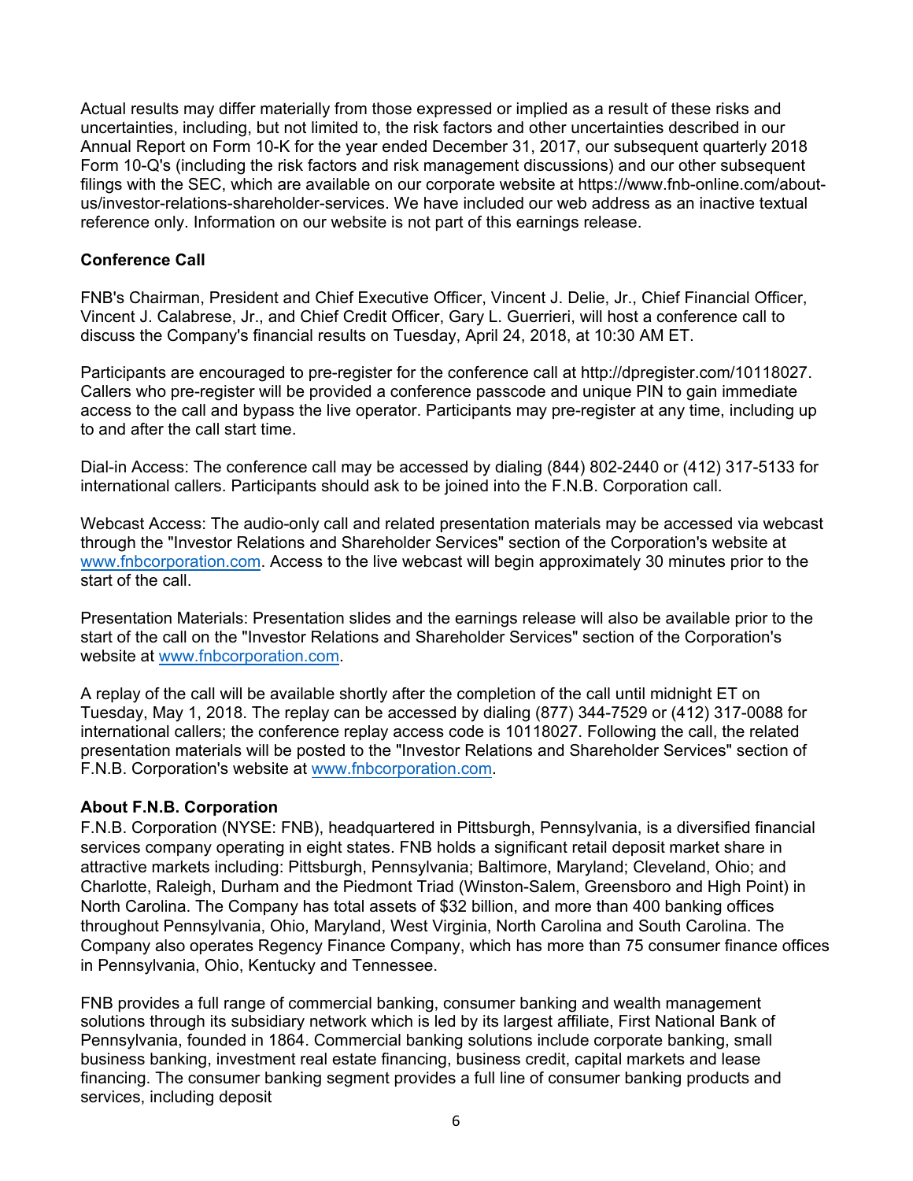Actual results may differ materially from those expressed or implied as a result of these risks and uncertainties, including, but not limited to, the risk factors and other uncertainties described in our Annual Report on Form 10-K for the year ended December 31, 2017, our subsequent quarterly 2018 Form 10-Q's (including the risk factors and risk management discussions) and our other subsequent filings with the SEC, which are available on our corporate website at https://www.fnb-online.com/about-us/investor-relations-shareholder-services. We have included our web address as an inactive textual reference only. Information on our website is not part of this earnings release.

**Conference Call**

FNB's Chairman, President and Chief Executive Officer, Vincent J. Delie, Jr., Chief Financial Officer, Vincent J. Calabrese, Jr., and Chief Credit Officer, Gary L. Guerrieri, will host a conference call to discuss the Company's financial results on Tuesday, April 24, 2018, at 10:30 AM ET.

Participants are encouraged to pre-register for the conference call at http://dpregister.com/10118027. Callers who pre-register will be provided a conference passcode and unique PIN to gain immediate access to the call and bypass the live operator. Participants may pre-register at any time, including up to and after the call start time.

Dial-in Access: The conference call may be accessed by dialing (844) 802-2440 or (412) 317-5133 for international callers. Participants should ask to be joined into the F.N.B. Corporation call.

Webcast Access: The audio-only call and related presentation materials may be accessed via webcast through the "Investor Relations and Shareholder Services" section of the Corporation's website at www.fnbcorporation.com. Access to the live webcast will begin approximately 30 minutes prior to the start of the call.

Presentation Materials: Presentation slides and the earnings release will also be available prior to the start of the call on the "Investor Relations and Shareholder Services" section of the Corporation's website at www.fnbcorporation.com.

A replay of the call will be available shortly after the completion of the call until midnight ET on Tuesday, May 1, 2018. The replay can be accessed by dialing (877) 344-7529 or (412) 317-0088 for international callers; the conference replay access code is 10118027. Following the call, the related presentation materials will be posted to the "Investor Relations and Shareholder Services" section of F.N.B. Corporation's website at www.fnbcorporation.com.

**About F.N.B. Corporation**

F.N.B. Corporation (NYSE: FNB), headquartered in Pittsburgh, Pennsylvania, is a diversified financial services company operating in eight states. FNB holds a significant retail deposit market share in attractive markets including: Pittsburgh, Pennsylvania; Baltimore, Maryland; Cleveland, Ohio; and Charlotte, Raleigh, Durham and the Piedmont Triad (Winston-Salem, Greensboro and High Point) in North Carolina. The Company has total assets of $32 billion, and more than 400 banking offices throughout Pennsylvania, Ohio, Maryland, West Virginia, North Carolina and South Carolina. The Company also operates Regency Finance Company, which has more than 75 consumer finance offices in Pennsylvania, Ohio, Kentucky and Tennessee.

FNB provides a full range of commercial banking, consumer banking and wealth management solutions through its subsidiary network which is led by its largest affiliate, First National Bank of Pennsylvania, founded in 1864. Commercial banking solutions include corporate banking, small business banking, investment real estate financing, business credit, capital markets and lease financing. The consumer banking segment provides a full line of consumer banking products and services, including deposit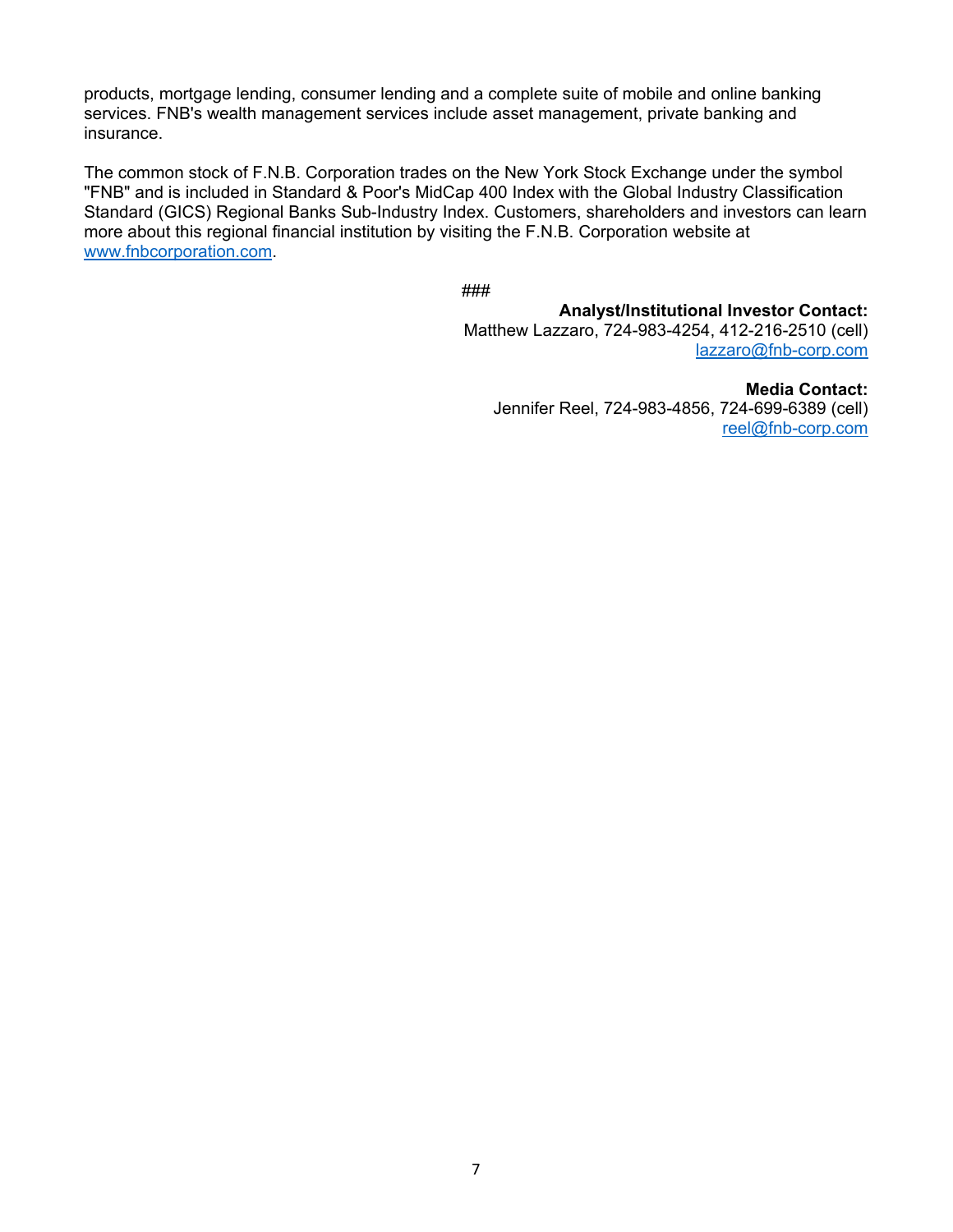products, mortgage lending, consumer lending and a complete suite of mobile and online banking services. FNB's wealth management services include asset management, private banking and insurance.

The common stock of F.N.B. Corporation trades on the New York Stock Exchange under the symbol "FNB" and is included in Standard & Poor's MidCap 400 Index with the Global Industry Classification Standard (GICS) Regional Banks Sub-Industry Index. Customers, shareholders and investors can learn more about this regional financial institution by visiting the F.N.B. Corporation website at www.fnbcorporation.com.

###

**Analyst/Institutional Investor Contact:**
Matthew Lazzaro, 724-983-4254, 412-216-2510 (cell)
lazzaro@fnb-corp.com

**Media Contact:**
Jennifer Reel, 724-983-4856, 724-699-6389 (cell)
reel@fnb-corp.com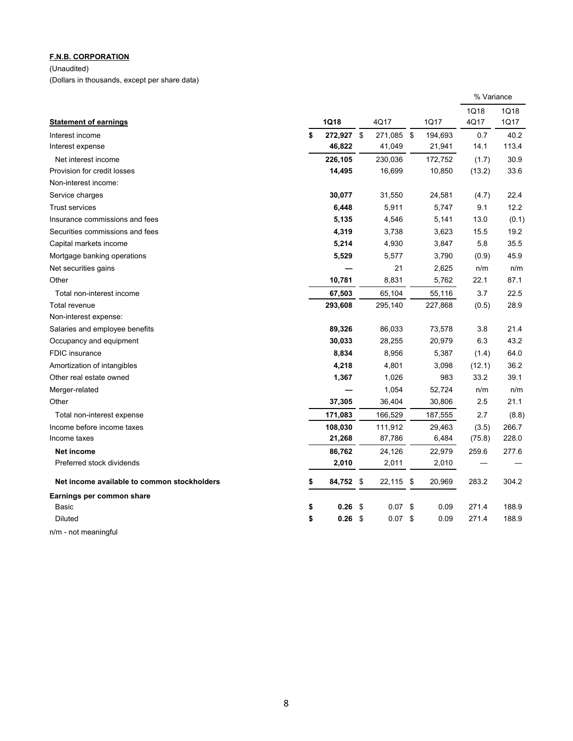**F.N.B. CORPORATION**

(Unaudited)

(Dollars in thousands, except per share data)

| Statement of earnings | 1Q18 | 4Q17 | 1Q17 | % Variance 1Q18 4Q17 | % Variance 1Q18 1Q17 |
|---|---|---|---|---|---|
| Interest income | $ **272,927** | $ 271,085 | $ 194,693 | 0.7 | 40.2 |
| Interest expense | **46,822** | 41,049 | 21,941 | 14.1 | 113.4 |
| Net interest income | **226,105** | 230,036 | 172,752 | (1.7) | 30.9 |
| Provision for credit losses | **14,495** | 16,699 | 10,850 | (13.2) | 33.6 |
| Non-interest income: | | | | | |
| Service charges | **30,077** | 31,550 | 24,581 | (4.7) | 22.4 |
| Trust services | **6,448** | 5,911 | 5,747 | 9.1 | 12.2 |
| Insurance commissions and fees | **5,135** | 4,546 | 5,141 | 13.0 | (0.1) |
| Securities commissions and fees | **4,319** | 3,738 | 3,623 | 15.5 | 19.2 |
| Capital markets income | **5,214** | 4,930 | 3,847 | 5.8 | 35.5 |
| Mortgage banking operations | **5,529** | 5,577 | 3,790 | (0.9) | 45.9 |
| Net securities gains | **—** | 21 | 2,625 | n/m | n/m |
| Other | **10,781** | 8,831 | 5,762 | 22.1 | 87.1 |
| Total non-interest income | **67,503** | 65,104 | 55,116 | 3.7 | 22.5 |
| Total revenue | **293,608** | 295,140 | 227,868 | (0.5) | 28.9 |
| Non-interest expense: | | | | | |
| Salaries and employee benefits | **89,326** | 86,033 | 73,578 | 3.8 | 21.4 |
| Occupancy and equipment | **30,033** | 28,255 | 20,979 | 6.3 | 43.2 |
| FDIC insurance | **8,834** | 8,956 | 5,387 | (1.4) | 64.0 |
| Amortization of intangibles | **4,218** | 4,801 | 3,098 | (12.1) | 36.2 |
| Other real estate owned | **1,367** | 1,026 | 983 | 33.2 | 39.1 |
| Merger-related | **—** | 1,054 | 52,724 | n/m | n/m |
| Other | **37,305** | 36,404 | 30,806 | 2.5 | 21.1 |
| Total non-interest expense | **171,083** | 166,529 | 187,555 | 2.7 | (8.8) |
| Income before income taxes | **108,030** | 111,912 | 29,463 | (3.5) | 266.7 |
| Income taxes | **21,268** | 87,786 | 6,484 | (75.8) | 228.0 |
| **Net income** | **86,762** | 24,126 | 22,979 | 259.6 | 277.6 |
| Preferred stock dividends | **2,010** | 2,011 | 2,010 | — | — |
| **Net income available to common stockholders** | $ **84,752** | $ 22,115 | $ 20,969 | 283.2 | 304.2 |
| **Earnings per common share** | | | | | |
| Basic | $ **0.26** | $ 0.07 | $ 0.09 | 271.4 | 188.9 |
| Diluted | $ **0.26** | $ 0.07 | $ 0.09 | 271.4 | 188.9 |

n/m - not meaningful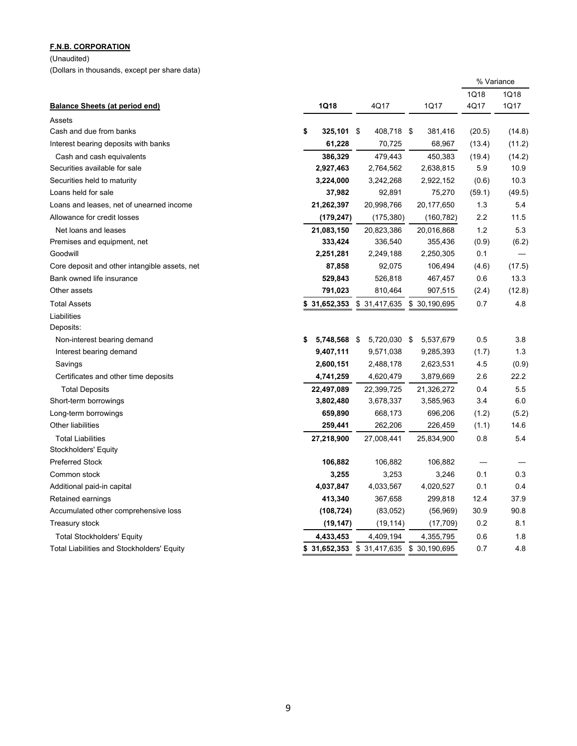**F.N.B. CORPORATION**

(Unaudited)

(Dollars in thousands, except per share data)

| **Balance Sheets (at period end)** | **1Q18** | 4Q17 | 1Q17 | % Variance 1Q18 4Q17 | % Variance 1Q18 1Q17 |
|---|---|---|---|---|---|
| Assets | | | | | |
| Cash and due from banks | **$ 325,101** | $ 408,718 | $ 381,416 | (20.5) | (14.8) |
| Interest bearing deposits with banks | **61,228** | 70,725 | 68,967 | (13.4) | (11.2) |
| Cash and cash equivalents | **386,329** | 479,443 | 450,383 | (19.4) | (14.2) |
| Securities available for sale | **2,927,463** | 2,764,562 | 2,638,815 | 5.9 | 10.9 |
| Securities held to maturity | **3,224,000** | 3,242,268 | 2,922,152 | (0.6) | 10.3 |
| Loans held for sale | **37,982** | 92,891 | 75,270 | (59.1) | (49.5) |
| Loans and leases, net of unearned income | **21,262,397** | 20,998,766 | 20,177,650 | 1.3 | 5.4 |
| Allowance for credit losses | **(179,247)** | (175,380) | (160,782) | 2.2 | 11.5 |
| Net loans and leases | **21,083,150** | 20,823,386 | 20,016,868 | 1.2 | 5.3 |
| Premises and equipment, net | **333,424** | 336,540 | 355,436 | (0.9) | (6.2) |
| Goodwill | **2,251,281** | 2,249,188 | 2,250,305 | 0.1 | — |
| Core deposit and other intangible assets, net | **87,858** | 92,075 | 106,494 | (4.6) | (17.5) |
| Bank owned life insurance | **529,843** | 526,818 | 467,457 | 0.6 | 13.3 |
| Other assets | **791,023** | 810,464 | 907,515 | (2.4) | (12.8) |
| Total Assets | **$ 31,652,353** | $ 31,417,635 | $ 30,190,695 | 0.7 | 4.8 |
| Liabilities | | | | | |
| Deposits: | | | | | |
| Non-interest bearing demand | **$ 5,748,568** | $ 5,720,030 | $ 5,537,679 | 0.5 | 3.8 |
| Interest bearing demand | **9,407,111** | 9,571,038 | 9,285,393 | (1.7) | 1.3 |
| Savings | **2,600,151** | 2,488,178 | 2,623,531 | 4.5 | (0.9) |
| Certificates and other time deposits | **4,741,259** | 4,620,479 | 3,879,669 | 2.6 | 22.2 |
| Total Deposits | **22,497,089** | 22,399,725 | 21,326,272 | 0.4 | 5.5 |
| Short-term borrowings | **3,802,480** | 3,678,337 | 3,585,963 | 3.4 | 6.0 |
| Long-term borrowings | **659,890** | 668,173 | 696,206 | (1.2) | (5.2) |
| Other liabilities | **259,441** | 262,206 | 226,459 | (1.1) | 14.6 |
| Total Liabilities | **27,218,900** | 27,008,441 | 25,834,900 | 0.8 | 5.4 |
| Stockholders' Equity | | | | | |
| Preferred Stock | **106,882** | 106,882 | 106,882 | — | — |
| Common stock | **3,255** | 3,253 | 3,246 | 0.1 | 0.3 |
| Additional paid-in capital | **4,037,847** | 4,033,567 | 4,020,527 | 0.1 | 0.4 |
| Retained earnings | **413,340** | 367,658 | 299,818 | 12.4 | 37.9 |
| Accumulated other comprehensive loss | **(108,724)** | (83,052) | (56,969) | 30.9 | 90.8 |
| Treasury stock | **(19,147)** | (19,114) | (17,709) | 0.2 | 8.1 |
| Total Stockholders' Equity | **4,433,453** | 4,409,194 | 4,355,795 | 0.6 | 1.8 |
| Total Liabilities and Stockholders' Equity | **$ 31,652,353** | $ 31,417,635 | $ 30,190,695 | 0.7 | 4.8 |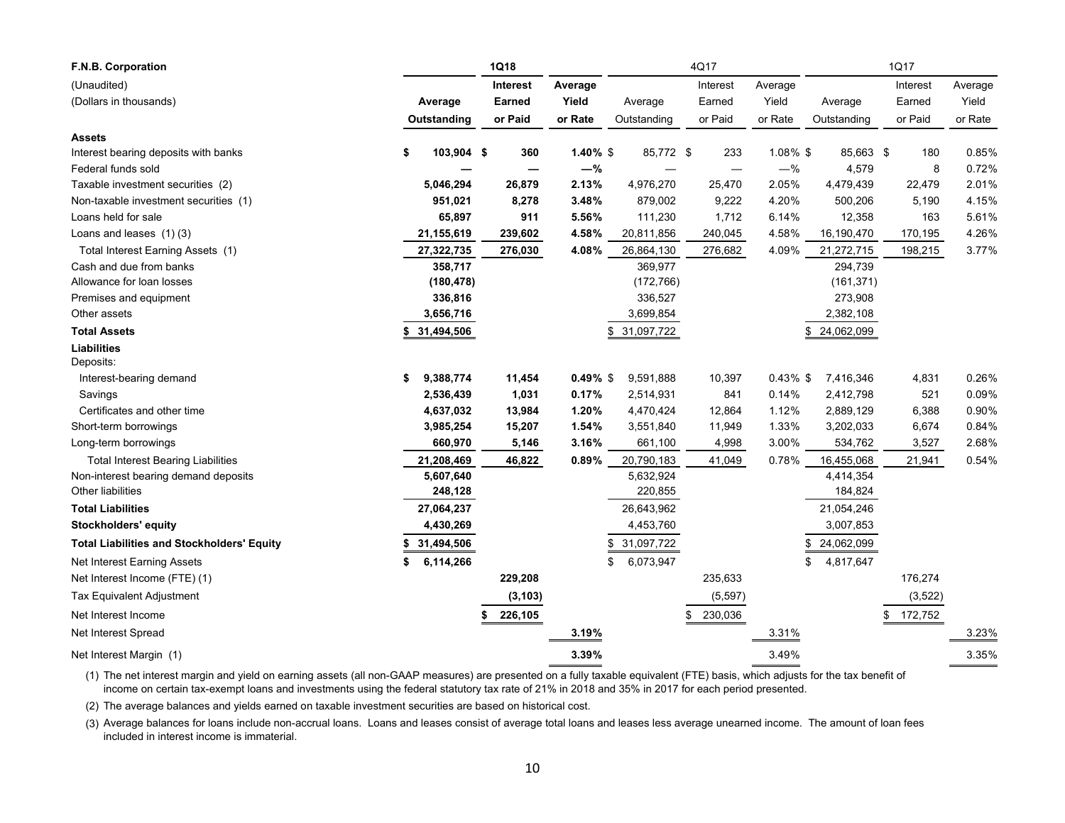| F.N.B. Corporation | 1Q18 | | | 4Q17 | | | 1Q17 | | |
|---|---|---|---|---|---|---|---|---|---|
| (Unaudited) | | Interest | Average | | Interest | Average | | Interest | Average |
| (Dollars in thousands) | Average | Earned | Yield | Average | Earned | Yield | Average | Earned | Yield |
| | Outstanding | or Paid | or Rate | Outstanding | or Paid | or Rate | Outstanding | or Paid | or Rate |
| **Assets** | | | | | | | | | |
| Interest bearing deposits with banks | **$ 103,904** | **$ 360** | **1.40%** | $ 85,772 | $ 233 | 1.08% | $ 85,663 | $ 180 | 0.85% |
| Federal funds sold | **—** | **—** | **—%** | — | — | —% | 4,579 | 8 | 0.72% |
| Taxable investment securities (2) | **5,046,294** | **26,879** | **2.13%** | 4,976,270 | 25,470 | 2.05% | 4,479,439 | 22,479 | 2.01% |
| Non-taxable investment securities (1) | **951,021** | **8,278** | **3.48%** | 879,002 | 9,222 | 4.20% | 500,206 | 5,190 | 4.15% |
| Loans held for sale | **65,897** | **911** | **5.56%** | 111,230 | 1,712 | 6.14% | 12,358 | 163 | 5.61% |
| Loans and leases (1) (3) | **21,155,619** | **239,602** | **4.58%** | 20,811,856 | 240,045 | 4.58% | 16,190,470 | 170,195 | 4.26% |
| Total Interest Earning Assets (1) | **27,322,735** | **276,030** | **4.08%** | 26,864,130 | 276,682 | 4.09% | 21,272,715 | 198,215 | 3.77% |
| Cash and due from banks | **358,717** | | | 369,977 | | | 294,739 | | |
| Allowance for loan losses | **(180,478)** | | | (172,766) | | | (161,371) | | |
| Premises and equipment | **336,816** | | | 336,527 | | | 273,908 | | |
| Other assets | **3,656,716** | | | 3,699,854 | | | 2,382,108 | | |
| **Total Assets** | **$ 31,494,506** | | | $ 31,097,722 | | | $ 24,062,099 | | |
| **Liabilities** | | | | | | | | | |
| Deposits: | | | | | | | | | |
| Interest-bearing demand | **$ 9,388,774** | **11,454** | **0.49%** | $ 9,591,888 | 10,397 | 0.43% | $ 7,416,346 | 4,831 | 0.26% |
| Savings | **2,536,439** | **1,031** | **0.17%** | 2,514,931 | 841 | 0.14% | 2,412,798 | 521 | 0.09% |
| Certificates and other time | **4,637,032** | **13,984** | **1.20%** | 4,470,424 | 12,864 | 1.12% | 2,889,129 | 6,388 | 0.90% |
| Short-term borrowings | **3,985,254** | **15,207** | **1.54%** | 3,551,840 | 11,949 | 1.33% | 3,202,033 | 6,674 | 0.84% |
| Long-term borrowings | **660,970** | **5,146** | **3.16%** | 661,100 | 4,998 | 3.00% | 534,762 | 3,527 | 2.68% |
| Total Interest Bearing Liabilities | **21,208,469** | **46,822** | **0.89%** | 20,790,183 | 41,049 | 0.78% | 16,455,068 | 21,941 | 0.54% |
| Non-interest bearing demand deposits | **5,607,640** | | | 5,632,924 | | | 4,414,354 | | |
| Other liabilities | **248,128** | | | 220,855 | | | 184,824 | | |
| **Total Liabilities** | **27,064,237** | | | 26,643,962 | | | 21,054,246 | | |
| **Stockholders' equity** | **4,430,269** | | | 4,453,760 | | | 3,007,853 | | |
| **Total Liabilities and Stockholders' Equity** | **$ 31,494,506** | | | $ 31,097,722 | | | $ 24,062,099 | | |
| Net Interest Earning Assets | **$ 6,114,266** | | | $ 6,073,947 | | | $ 4,817,647 | | |
| Net Interest Income (FTE) (1) | | **229,208** | | | 235,633 | | | 176,274 | |
| Tax Equivalent Adjustment | | **(3,103)** | | | (5,597) | | | (3,522) | |
| Net Interest Income | | **$ 226,105** | | | $ 230,036 | | | $ 172,752 | |
| Net Interest Spread | | | **3.19%** | | | 3.31% | | | 3.23% |
| Net Interest Margin (1) | | | **3.39%** | | | 3.49% | | | 3.35% |

(1) The net interest margin and yield on earning assets (all non-GAAP measures) are presented on a fully taxable equivalent (FTE) basis, which adjusts for the tax benefit of income on certain tax-exempt loans and investments using the federal statutory tax rate of 21% in 2018 and 35% in 2017 for each period presented.

(2) The average balances and yields earned on taxable investment securities are based on historical cost.

(3) Average balances for loans include non-accrual loans. Loans and leases consist of average total loans and leases less average unearned income. The amount of loan fees included in interest income is immaterial.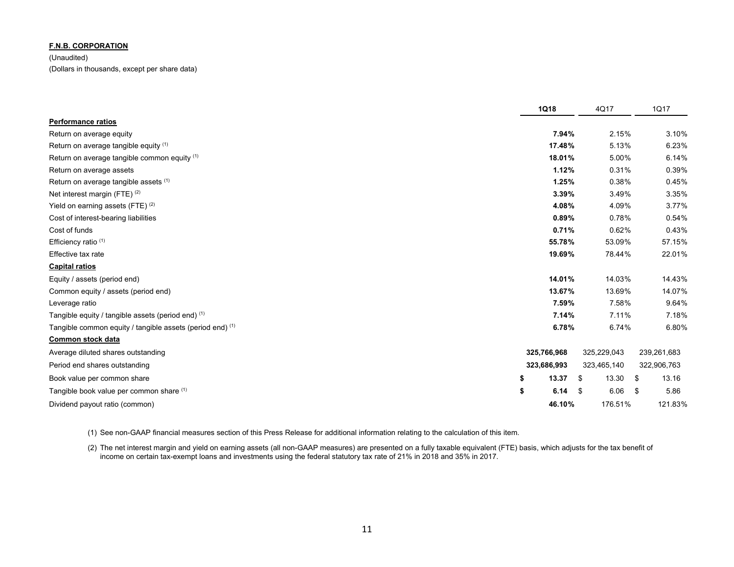**F.N.B. CORPORATION**

(Unaudited)

(Dollars in thousands, except per share data)

| | **1Q18** | 4Q17 | 1Q17 |
|---|---|---|---|
| **Performance ratios** | | | |
| Return on average equity | **7.94%** | 2.15% | 3.10% |
| Return on average tangible equity (1) | **17.48%** | 5.13% | 6.23% |
| Return on average tangible common equity (1) | **18.01%** | 5.00% | 6.14% |
| Return on average assets | **1.12%** | 0.31% | 0.39% |
| Return on average tangible assets (1) | **1.25%** | 0.38% | 0.45% |
| Net interest margin (FTE) (2) | **3.39%** | 3.49% | 3.35% |
| Yield on earning assets (FTE) (2) | **4.08%** | 4.09% | 3.77% |
| Cost of interest-bearing liabilities | **0.89%** | 0.78% | 0.54% |
| Cost of funds | **0.71%** | 0.62% | 0.43% |
| Efficiency ratio (1) | **55.78%** | 53.09% | 57.15% |
| Effective tax rate | **19.69%** | 78.44% | 22.01% |
| **Capital ratios** | | | |
| Equity / assets (period end) | **14.01%** | 14.03% | 14.43% |
| Common equity / assets (period end) | **13.67%** | 13.69% | 14.07% |
| Leverage ratio | **7.59%** | 7.58% | 9.64% |
| Tangible equity / tangible assets (period end) (1) | **7.14%** | 7.11% | 7.18% |
| Tangible common equity / tangible assets (period end) (1) | **6.78%** | 6.74% | 6.80% |
| **Common stock data** | | | |
| Average diluted shares outstanding | **325,766,968** | 325,229,043 | 239,261,683 |
| Period end shares outstanding | **323,686,993** | 323,465,140 | 322,906,763 |
| Book value per common share | **$ 13.37** | $ 13.30 | $ 13.16 |
| Tangible book value per common share (1) | **$ 6.14** | $ 6.06 | $ 5.86 |
| Dividend payout ratio (common) | **46.10%** | 176.51% | 121.83% |

(1) See non-GAAP financial measures section of this Press Release for additional information relating to the calculation of this item.

(2) The net interest margin and yield on earning assets (all non-GAAP measures) are presented on a fully taxable equivalent (FTE) basis, which adjusts for the tax benefit of income on certain tax-exempt loans and investments using the federal statutory tax rate of 21% in 2018 and 35% in 2017.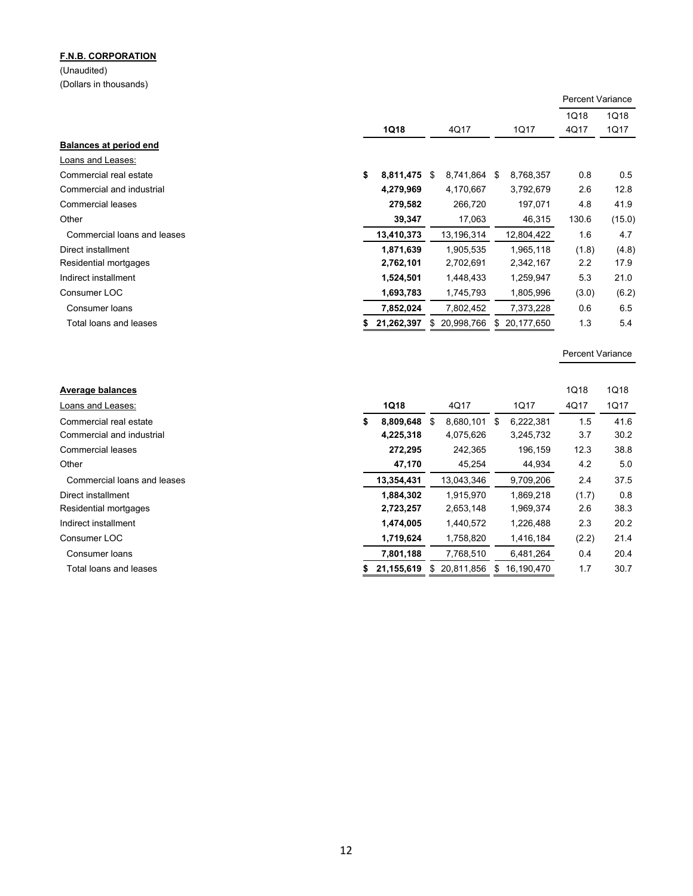**F.N.B. CORPORATION**

(Unaudited)

(Dollars in thousands)

| | 1Q18 | 4Q17 | 1Q17 | Percent Variance 1Q18 4Q17 | Percent Variance 1Q18 1Q17 |
|---|---|---|---|---|---|
| **Balances at period end** | | | | | |
| Loans and Leases: | | | | | |
| Commercial real estate | **$ 8,811,475** | $ 8,741,864 | $ 8,768,357 | 0.8 | 0.5 |
| Commercial and industrial | **4,279,969** | 4,170,667 | 3,792,679 | 2.6 | 12.8 |
| Commercial leases | **279,582** | 266,720 | 197,071 | 4.8 | 41.9 |
| Other | **39,347** | 17,063 | 46,315 | 130.6 | (15.0) |
| Commercial loans and leases | **13,410,373** | 13,196,314 | 12,804,422 | 1.6 | 4.7 |
| Direct installment | **1,871,639** | 1,905,535 | 1,965,118 | (1.8) | (4.8) |
| Residential mortgages | **2,762,101** | 2,702,691 | 2,342,167 | 2.2 | 17.9 |
| Indirect installment | **1,524,501** | 1,448,433 | 1,259,947 | 5.3 | 21.0 |
| Consumer LOC | **1,693,783** | 1,745,793 | 1,805,996 | (3.0) | (6.2) |
| Consumer loans | **7,852,024** | 7,802,452 | 7,373,228 | 0.6 | 6.5 |
| Total loans and leases | **$ 21,262,397** | $ 20,998,766 | $ 20,177,650 | 1.3 | 5.4 |

| | 1Q18 | 4Q17 | 1Q17 | Percent Variance 1Q18 4Q17 | Percent Variance 1Q18 1Q17 |
|---|---|---|---|---|---|
| **Average balances** | | | | | |
| Loans and Leases: | | | | | |
| Commercial real estate | **$ 8,809,648** | $ 8,680,101 | $ 6,222,381 | 1.5 | 41.6 |
| Commercial and industrial | **4,225,318** | 4,075,626 | 3,245,732 | 3.7 | 30.2 |
| Commercial leases | **272,295** | 242,365 | 196,159 | 12.3 | 38.8 |
| Other | **47,170** | 45,254 | 44,934 | 4.2 | 5.0 |
| Commercial loans and leases | **13,354,431** | 13,043,346 | 9,709,206 | 2.4 | 37.5 |
| Direct installment | **1,884,302** | 1,915,970 | 1,869,218 | (1.7) | 0.8 |
| Residential mortgages | **2,723,257** | 2,653,148 | 1,969,374 | 2.6 | 38.3 |
| Indirect installment | **1,474,005** | 1,440,572 | 1,226,488 | 2.3 | 20.2 |
| Consumer LOC | **1,719,624** | 1,758,820 | 1,416,184 | (2.2) | 21.4 |
| Consumer loans | **7,801,188** | 7,768,510 | 6,481,264 | 0.4 | 20.4 |
| Total loans and leases | **$ 21,155,619** | $ 20,811,856 | $ 16,190,470 | 1.7 | 30.7 |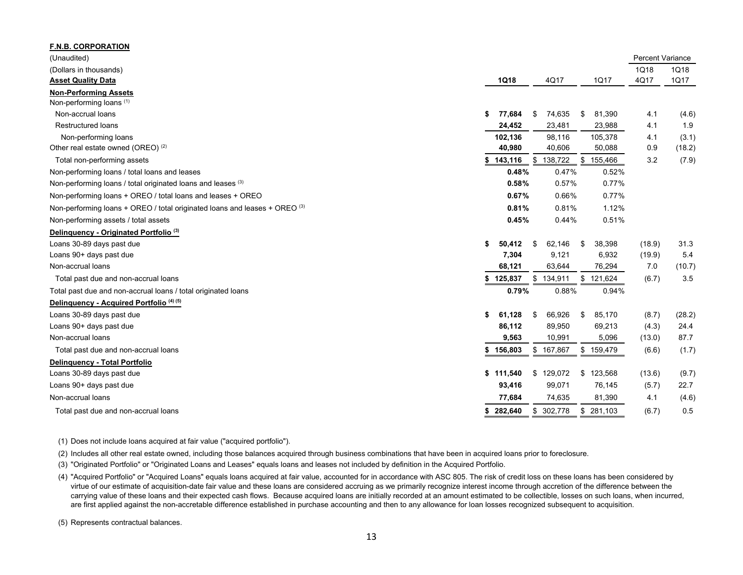**F.N.B. CORPORATION**

(Unaudited)

(Dollars in thousands)

| **Asset Quality Data** | **1Q18** | 4Q17 | 1Q17 | Percent Variance 1Q18 4Q17 | Percent Variance 1Q18 1Q17 |
|---|---|---|---|---|---|
| **Non-Performing Assets** | | | | | |
| Non-performing loans (1) | | | | | |
| Non-accrual loans | **$ 77,684** | $ 74,635 | $ 81,390 | 4.1 | (4.6) |
| Restructured loans | **24,452** | 23,481 | 23,988 | 4.1 | 1.9 |
| Non-performing loans | **102,136** | 98,116 | 105,378 | 4.1 | (3.1) |
| Other real estate owned (OREO) (2) | **40,980** | 40,606 | 50,088 | 0.9 | (18.2) |
| Total non-performing assets | **$ 143,116** | $ 138,722 | $ 155,466 | 3.2 | (7.9) |
| Non-performing loans / total loans and leases | **0.48%** | 0.47% | 0.52% | | |
| Non-performing loans / total originated loans and leases (3) | **0.58%** | 0.57% | 0.77% | | |
| Non-performing loans + OREO / total loans and leases + OREO | **0.67%** | 0.66% | 0.77% | | |
| Non-performing loans + OREO / total originated loans and leases + OREO (3) | **0.81%** | 0.81% | 1.12% | | |
| Non-performing assets / total assets | **0.45%** | 0.44% | 0.51% | | |
| **Delinquency - Originated Portfolio (3)** | | | | | |
| Loans 30-89 days past due | **$ 50,412** | $ 62,146 | $ 38,398 | (18.9) | 31.3 |
| Loans 90+ days past due | **7,304** | 9,121 | 6,932 | (19.9) | 5.4 |
| Non-accrual loans | **68,121** | 63,644 | 76,294 | 7.0 | (10.7) |
| Total past due and non-accrual loans | **$ 125,837** | $ 134,911 | $ 121,624 | (6.7) | 3.5 |
| Total past due and non-accrual loans / total originated loans | **0.79%** | 0.88% | 0.94% | | |
| **Delinquency - Acquired Portfolio (4) (5)** | | | | | |
| Loans 30-89 days past due | **$ 61,128** | $ 66,926 | $ 85,170 | (8.7) | (28.2) |
| Loans 90+ days past due | **86,112** | 89,950 | 69,213 | (4.3) | 24.4 |
| Non-accrual loans | **9,563** | 10,991 | 5,096 | (13.0) | 87.7 |
| Total past due and non-accrual loans | **$ 156,803** | $ 167,867 | $ 159,479 | (6.6) | (1.7) |
| **Delinquency - Total Portfolio** | | | | | |
| Loans 30-89 days past due | **$ 111,540** | $ 129,072 | $ 123,568 | (13.6) | (9.7) |
| Loans 90+ days past due | **93,416** | 99,071 | 76,145 | (5.7) | 22.7 |
| Non-accrual loans | **77,684** | 74,635 | 81,390 | 4.1 | (4.6) |
| Total past due and non-accrual loans | **$ 282,640** | $ 302,778 | $ 281,103 | (6.7) | 0.5 |

(1) Does not include loans acquired at fair value ("acquired portfolio").

(2) Includes all other real estate owned, including those balances acquired through business combinations that have been in acquired loans prior to foreclosure.

(3) "Originated Portfolio" or "Originated Loans and Leases" equals loans and leases not included by definition in the Acquired Portfolio.

(4) "Acquired Portfolio" or "Acquired Loans" equals loans acquired at fair value, accounted for in accordance with ASC 805. The risk of credit loss on these loans has been considered by virtue of our estimate of acquisition-date fair value and these loans are considered accruing as we primarily recognize interest income through accretion of the difference between the carrying value of these loans and their expected cash flows. Because acquired loans are initially recorded at an amount estimated to be collectible, losses on such loans, when incurred, are first applied against the non-accretable difference established in purchase accounting and then to any allowance for loan losses recognized subsequent to acquisition.

(5) Represents contractual balances.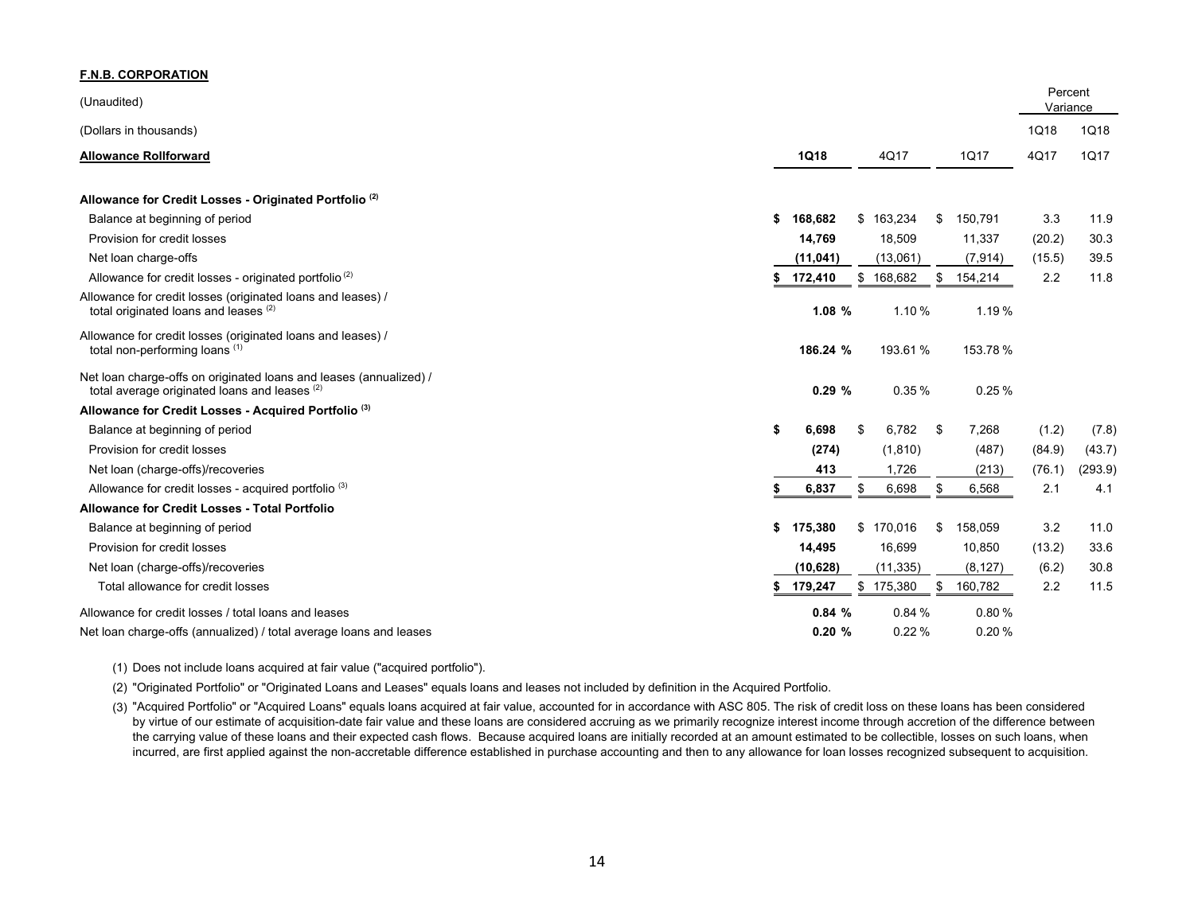**F.N.B. CORPORATION**

(Unaudited)

(Dollars in thousands)

| **Allowance Rollforward** | **1Q18** | 4Q17 | 1Q17 | Percent Variance 1Q18 4Q17 | Percent Variance 1Q18 1Q17 |
|---|---|---|---|---|---|
| **Allowance for Credit Losses - Originated Portfolio (2)** | | | | | |
| Balance at beginning of period | **$ 168,682** | $ 163,234 | $ 150,791 | 3.3 | 11.9 |
| Provision for credit losses | **14,769** | 18,509 | 11,337 | (20.2) | 30.3 |
| Net loan charge-offs | **(11,041)** | (13,061) | (7,914) | (15.5) | 39.5 |
| Allowance for credit losses - originated portfolio (2) | **$ 172,410** | $ 168,682 | $ 154,214 | 2.2 | 11.8 |
| Allowance for credit losses (originated loans and leases) / total originated loans and leases (2) | **1.08 %** | 1.10 % | 1.19 % | | |
| Allowance for credit losses (originated loans and leases) / total non-performing loans (1) | **186.24 %** | 193.61 % | 153.78 % | | |
| Net loan charge-offs on originated loans and leases (annualized) / total average originated loans and leases (2) | **0.29 %** | 0.35 % | 0.25 % | | |
| **Allowance for Credit Losses - Acquired Portfolio (3)** | | | | | |
| Balance at beginning of period | **$ 6,698** | $ 6,782 | $ 7,268 | (1.2) | (7.8) |
| Provision for credit losses | **(274)** | (1,810) | (487) | (84.9) | (43.7) |
| Net loan (charge-offs)/recoveries | **413** | 1,726 | (213) | (76.1) | (293.9) |
| Allowance for credit losses - acquired portfolio (3) | **$ 6,837** | $ 6,698 | $ 6,568 | 2.1 | 4.1 |
| **Allowance for Credit Losses - Total Portfolio** | | | | | |
| Balance at beginning of period | **$ 175,380** | $ 170,016 | $ 158,059 | 3.2 | 11.0 |
| Provision for credit losses | **14,495** | 16,699 | 10,850 | (13.2) | 33.6 |
| Net loan (charge-offs)/recoveries | **(10,628)** | (11,335) | (8,127) | (6.2) | 30.8 |
| Total allowance for credit losses | **$ 179,247** | $ 175,380 | $ 160,782 | 2.2 | 11.5 |
| Allowance for credit losses / total loans and leases | **0.84 %** | 0.84 % | 0.80 % | | |
| Net loan charge-offs (annualized) / total average loans and leases | **0.20 %** | 0.22 % | 0.20 % | | |

(1) Does not include loans acquired at fair value ("acquired portfolio").

(2) "Originated Portfolio" or "Originated Loans and Leases" equals loans and leases not included by definition in the Acquired Portfolio.

(3) "Acquired Portfolio" or "Acquired Loans" equals loans acquired at fair value, accounted for in accordance with ASC 805. The risk of credit loss on these loans has been considered by virtue of our estimate of acquisition-date fair value and these loans are considered accruing as we primarily recognize interest income through accretion of the difference between the carrying value of these loans and their expected cash flows. Because acquired loans are initially recorded at an amount estimated to be collectible, losses on such loans, when incurred, are first applied against the non-accretable difference established in purchase accounting and then to any allowance for loan losses recognized subsequent to acquisition.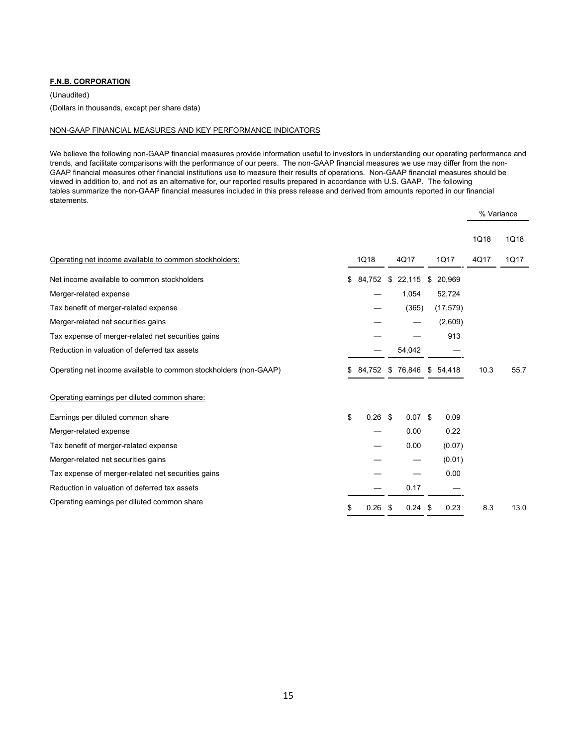**F.N.B. CORPORATION**

(Unaudited)

(Dollars in thousands, except per share data)

NON-GAAP FINANCIAL MEASURES AND KEY PERFORMANCE INDICATORS

We believe the following non-GAAP financial measures provide information useful to investors in understanding our operating performance and trends, and facilitate comparisons with the performance of our peers. The non-GAAP financial measures we use may differ from the non-GAAP financial measures other financial institutions use to measure their results of operations. Non-GAAP financial measures should be viewed in addition to, and not as an alternative for, our reported results prepared in accordance with U.S. GAAP. The following tables summarize the non-GAAP financial measures included in this press release and derived from amounts reported in our financial statements.

| | | | | % Variance | |
|---|---|---|---|---|---|
| | | | | 1Q18 | 1Q18 |
| Operating net income available to common stockholders: | 1Q18 | 4Q17 | 1Q17 | 4Q17 | 1Q17 |
| Net income available to common stockholders | $ 84,752 | $ 22,115 | $ 20,969 | | |
| Merger-related expense | — | 1,054 | 52,724 | | |
| Tax benefit of merger-related expense | — | (365) | (17,579) | | |
| Merger-related net securities gains | — | — | (2,609) | | |
| Tax expense of merger-related net securities gains | — | — | 913 | | |
| Reduction in valuation of deferred tax assets | — | 54,042 | — | | |
| Operating net income available to common stockholders (non-GAAP) | $ 84,752 | $ 76,846 | $ 54,418 | 10.3 | 55.7 |
| | | | | | |
| Operating earnings per diluted common share: | | | | | |
| Earnings per diluted common share | $ 0.26 | $ 0.07 | $ 0.09 | | |
| Merger-related expense | — | 0.00 | 0.22 | | |
| Tax benefit of merger-related expense | — | 0.00 | (0.07) | | |
| Merger-related net securities gains | — | — | (0.01) | | |
| Tax expense of merger-related net securities gains | — | — | 0.00 | | |
| Reduction in valuation of deferred tax assets | — | 0.17 | — | | |
| Operating earnings per diluted common share | $ 0.26 | $ 0.24 | $ 0.23 | 8.3 | 13.0 |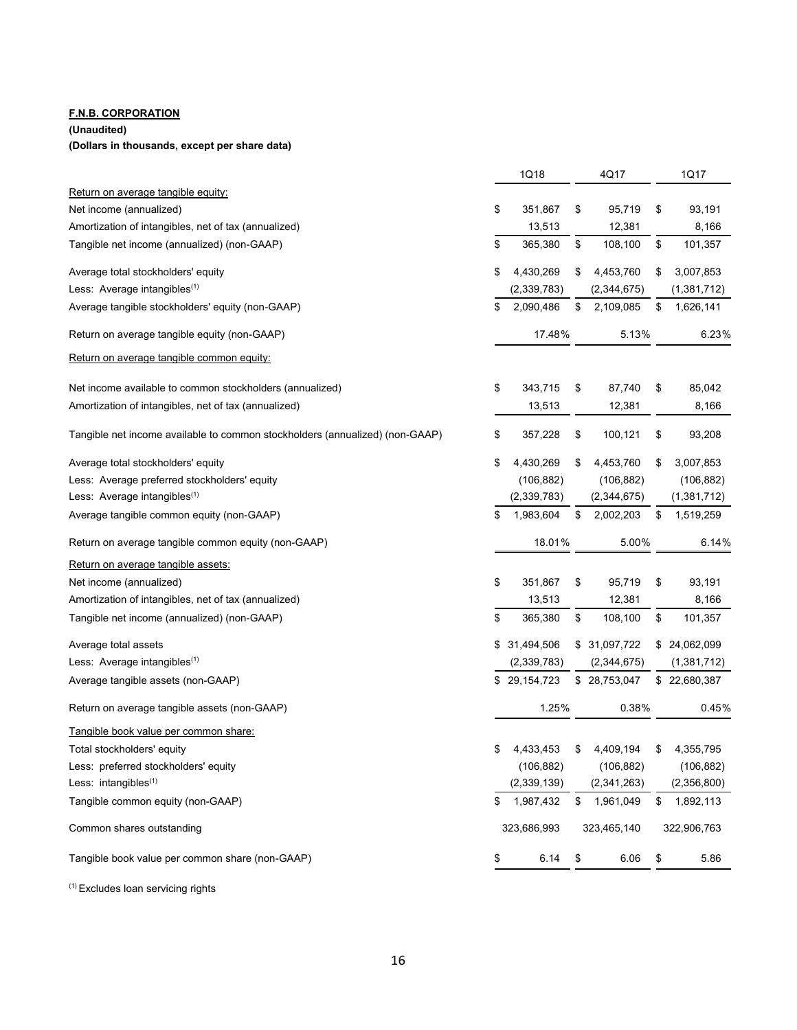**F.N.B. CORPORATION**

**(Unaudited)**

**(Dollars in thousands, except per share data)**

| | 1Q18 | 4Q17 | 1Q17 |
|---|---|---|---|
| Return on average tangible equity: | | | |
| Net income (annualized) | $ 351,867 | $ 95,719 | $ 93,191 |
| Amortization of intangibles, net of tax (annualized) | 13,513 | 12,381 | 8,166 |
| Tangible net income (annualized) (non-GAAP) | $ 365,380 | $ 108,100 | $ 101,357 |
| Average total stockholders' equity | $ 4,430,269 | $ 4,453,760 | $ 3,007,853 |
| Less: Average intangibles[(1)] | (2,339,783) | (2,344,675) | (1,381,712) |
| Average tangible stockholders' equity (non-GAAP) | $ 2,090,486 | $ 2,109,085 | $ 1,626,141 |
| Return on average tangible equity (non-GAAP) | 17.48% | 5.13% | 6.23% |
| Return on average tangible common equity: | | | |
| Net income available to common stockholders (annualized) | $ 343,715 | $ 87,740 | $ 85,042 |
| Amortization of intangibles, net of tax (annualized) | 13,513 | 12,381 | 8,166 |
| Tangible net income available to common stockholders (annualized) (non-GAAP) | $ 357,228 | $ 100,121 | $ 93,208 |
| Average total stockholders' equity | $ 4,430,269 | $ 4,453,760 | $ 3,007,853 |
| Less: Average preferred stockholders' equity | (106,882) | (106,882) | (106,882) |
| Less: Average intangibles[(1)] | (2,339,783) | (2,344,675) | (1,381,712) |
| Average tangible common equity (non-GAAP) | $ 1,983,604 | $ 2,002,203 | $ 1,519,259 |
| Return on average tangible common equity (non-GAAP) | 18.01% | 5.00% | 6.14% |
| Return on average tangible assets: | | | |
| Net income (annualized) | $ 351,867 | $ 95,719 | $ 93,191 |
| Amortization of intangibles, net of tax (annualized) | 13,513 | 12,381 | 8,166 |
| Tangible net income (annualized) (non-GAAP) | $ 365,380 | $ 108,100 | $ 101,357 |
| Average total assets | $ 31,494,506 | $ 31,097,722 | $ 24,062,099 |
| Less: Average intangibles[(1)] | (2,339,783) | (2,344,675) | (1,381,712) |
| Average tangible assets (non-GAAP) | $ 29,154,723 | $ 28,753,047 | $ 22,680,387 |
| Return on average tangible assets (non-GAAP) | 1.25% | 0.38% | 0.45% |
| Tangible book value per common share: | | | |
| Total stockholders' equity | $ 4,433,453 | $ 4,409,194 | $ 4,355,795 |
| Less: preferred stockholders' equity | (106,882) | (106,882) | (106,882) |
| Less: intangibles[(1)] | (2,339,139) | (2,341,263) | (2,356,800) |
| Tangible common equity (non-GAAP) | $ 1,987,432 | $ 1,961,049 | $ 1,892,113 |
| Common shares outstanding | 323,686,993 | 323,465,140 | 322,906,763 |
| Tangible book value per common share (non-GAAP) | $ 6.14 | $ 6.06 | $ 5.86 |

[(1)] Excludes loan servicing rights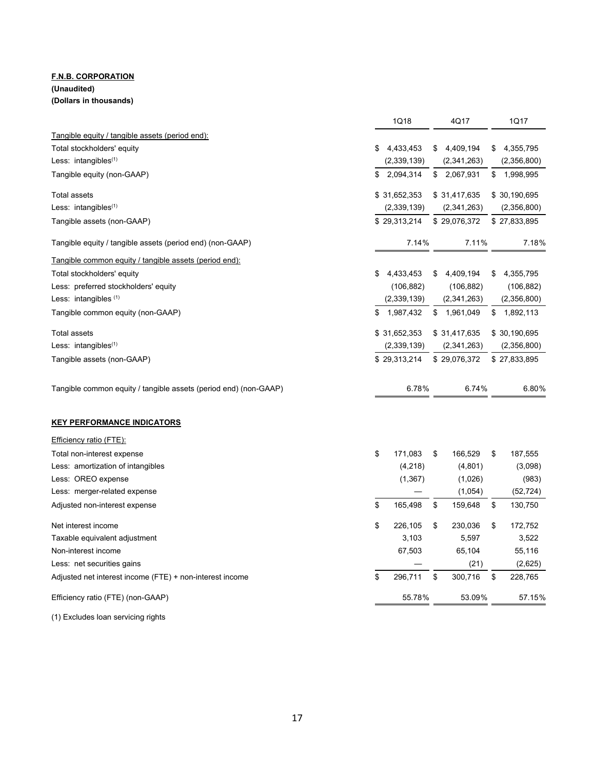**F.N.B. CORPORATION**

**(Unaudited)**

**(Dollars in thousands)**

| | 1Q18 | 4Q17 | 1Q17 |
|---|---|---|---|
| Tangible equity / tangible assets (period end): | | | |
| Total stockholders' equity | $ 4,433,453 | $ 4,409,194 | $ 4,355,795 |
| Less: intangibles[(1)] | (2,339,139) | (2,341,263) | (2,356,800) |
| Tangible equity (non-GAAP) | $ 2,094,314 | $ 2,067,931 | $ 1,998,995 |
| Total assets | $ 31,652,353 | $ 31,417,635 | $ 30,190,695 |
| Less: intangibles[(1)] | (2,339,139) | (2,341,263) | (2,356,800) |
| Tangible assets (non-GAAP) | $ 29,313,214 | $ 29,076,372 | $ 27,833,895 |
| Tangible equity / tangible assets (period end) (non-GAAP) | 7.14% | 7.11% | 7.18% |
| Tangible common equity / tangible assets (period end): | | | |
| Total stockholders' equity | $ 4,433,453 | $ 4,409,194 | $ 4,355,795 |
| Less: preferred stockholders' equity | (106,882) | (106,882) | (106,882) |
| Less: intangibles [(1)] | (2,339,139) | (2,341,263) | (2,356,800) |
| Tangible common equity (non-GAAP) | $ 1,987,432 | $ 1,961,049 | $ 1,892,113 |
| Total assets | $ 31,652,353 | $ 31,417,635 | $ 30,190,695 |
| Less: intangibles[(1)] | (2,339,139) | (2,341,263) | (2,356,800) |
| Tangible assets (non-GAAP) | $ 29,313,214 | $ 29,076,372 | $ 27,833,895 |
| Tangible common equity / tangible assets (period end) (non-GAAP) | 6.78% | 6.74% | 6.80% |

**KEY PERFORMANCE INDICATORS**

| | 1Q18 | 4Q17 | 1Q17 |
|---|---|---|---|
| Efficiency ratio (FTE): | | | |
| Total non-interest expense | $ 171,083 | $ 166,529 | $ 187,555 |
| Less: amortization of intangibles | (4,218) | (4,801) | (3,098) |
| Less: OREO expense | (1,367) | (1,026) | (983) |
| Less: merger-related expense | — | (1,054) | (52,724) |
| Adjusted non-interest expense | $ 165,498 | $ 159,648 | $ 130,750 |
| Net interest income | $ 226,105 | $ 230,036 | $ 172,752 |
| Taxable equivalent adjustment | 3,103 | 5,597 | 3,522 |
| Non-interest income | 67,503 | 65,104 | 55,116 |
| Less: net securities gains | — | (21) | (2,625) |
| Adjusted net interest income (FTE) + non-interest income | $ 296,711 | $ 300,716 | $ 228,765 |
| Efficiency ratio (FTE) (non-GAAP) | 55.78% | 53.09% | 57.15% |

(1) Excludes loan servicing rights